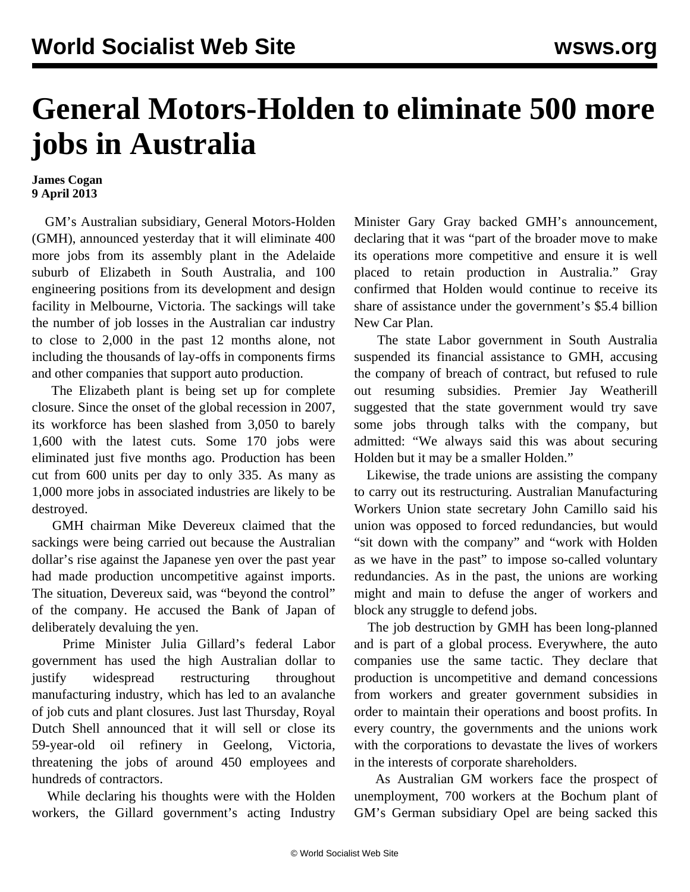# General Motors-Holden to eliminate 500 more jobs in Australia

**James Cogan**
**9 April 2013**

GM's Australian subsidiary, General Motors-Holden (GMH), announced yesterday that it will eliminate 400 more jobs from its assembly plant in the Adelaide suburb of Elizabeth in South Australia, and 100 engineering positions from its development and design facility in Melbourne, Victoria. The sackings will take the number of job losses in the Australian car industry to close to 2,000 in the past 12 months alone, not including the thousands of lay-offs in components firms and other companies that support auto production.

The Elizabeth plant is being set up for complete closure. Since the onset of the global recession in 2007, its workforce has been slashed from 3,050 to barely 1,600 with the latest cuts. Some 170 jobs were eliminated just five months ago. Production has been cut from 600 units per day to only 335. As many as 1,000 more jobs in associated industries are likely to be destroyed.

GMH chairman Mike Devereux claimed that the sackings were being carried out because the Australian dollar's rise against the Japanese yen over the past year had made production uncompetitive against imports. The situation, Devereux said, was "beyond the control" of the company. He accused the Bank of Japan of deliberately devaluing the yen.

Prime Minister Julia Gillard's federal Labor government has used the high Australian dollar to justify widespread restructuring throughout manufacturing industry, which has led to an avalanche of job cuts and plant closures. Just last Thursday, Royal Dutch Shell announced that it will sell or close its 59-year-old oil refinery in Geelong, Victoria, threatening the jobs of around 450 employees and hundreds of contractors.

While declaring his thoughts were with the Holden workers, the Gillard government's acting Industry Minister Gary Gray backed GMH's announcement, declaring that it was "part of the broader move to make its operations more competitive and ensure it is well placed to retain production in Australia." Gray confirmed that Holden would continue to receive its share of assistance under the government's $5.4 billion New Car Plan.

The state Labor government in South Australia suspended its financial assistance to GMH, accusing the company of breach of contract, but refused to rule out resuming subsidies. Premier Jay Weatherill suggested that the state government would try save some jobs through talks with the company, but admitted: "We always said this was about securing Holden but it may be a smaller Holden."

Likewise, the trade unions are assisting the company to carry out its restructuring. Australian Manufacturing Workers Union state secretary John Camillo said his union was opposed to forced redundancies, but would "sit down with the company" and "work with Holden as we have in the past" to impose so-called voluntary redundancies. As in the past, the unions are working might and main to defuse the anger of workers and block any struggle to defend jobs.

The job destruction by GMH has been long-planned and is part of a global process. Everywhere, the auto companies use the same tactic. They declare that production is uncompetitive and demand concessions from workers and greater government subsidies in order to maintain their operations and boost profits. In every country, the governments and the unions work with the corporations to devastate the lives of workers in the interests of corporate shareholders.

As Australian GM workers face the prospect of unemployment, 700 workers at the Bochum plant of GM's German subsidiary Opel are being sacked this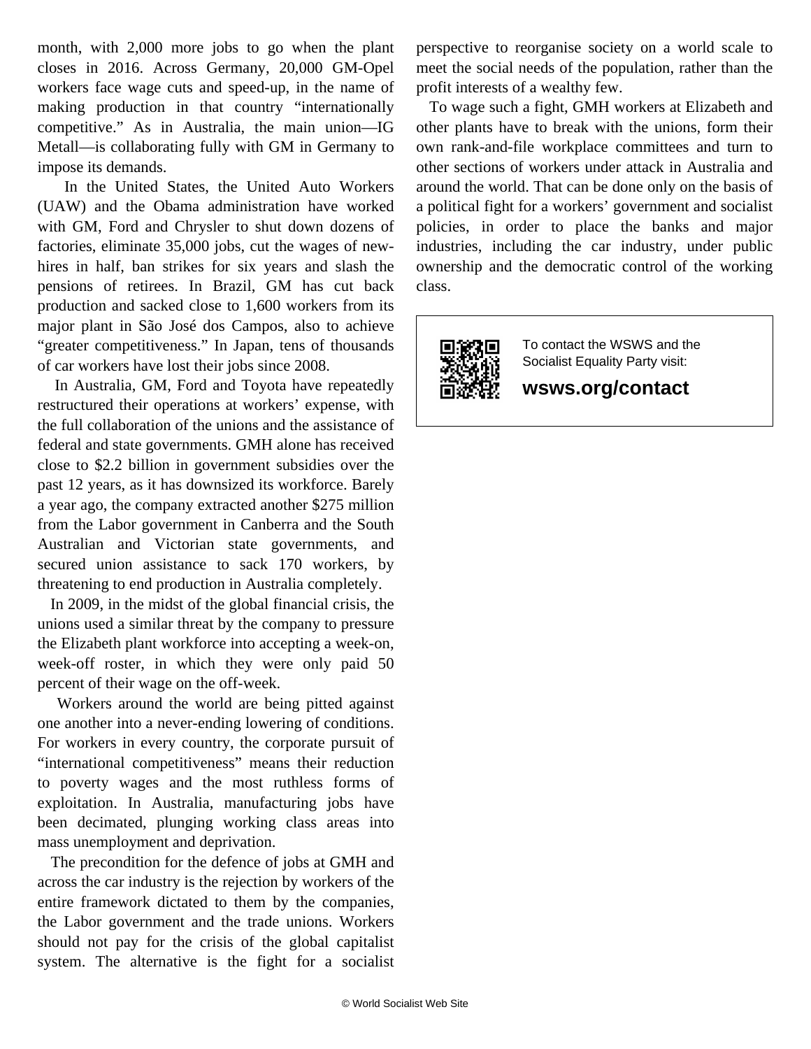month, with 2,000 more jobs to go when the plant closes in 2016. Across Germany, 20,000 GM-Opel workers face wage cuts and speed-up, in the name of making production in that country “internationally competitive.” As in Australia, the main union—IG Metall—is collaborating fully with GM in Germany to impose its demands.

In the United States, the United Auto Workers (UAW) and the Obama administration have worked with GM, Ford and Chrysler to shut down dozens of factories, eliminate 35,000 jobs, cut the wages of new-hires in half, ban strikes for six years and slash the pensions of retirees. In Brazil, GM has cut back production and sacked close to 1,600 workers from its major plant in São José dos Campos, also to achieve “greater competitiveness.” In Japan, tens of thousands of car workers have lost their jobs since 2008.

In Australia, GM, Ford and Toyota have repeatedly restructured their operations at workers’ expense, with the full collaboration of the unions and the assistance of federal and state governments. GMH alone has received close to $2.2 billion in government subsidies over the past 12 years, as it has downsized its workforce. Barely a year ago, the company extracted another $275 million from the Labor government in Canberra and the South Australian and Victorian state governments, and secured union assistance to sack 170 workers, by threatening to end production in Australia completely.

In 2009, in the midst of the global financial crisis, the unions used a similar threat by the company to pressure the Elizabeth plant workforce into accepting a week-on, week-off roster, in which they were only paid 50 percent of their wage on the off-week.

Workers around the world are being pitted against one another into a never-ending lowering of conditions. For workers in every country, the corporate pursuit of “international competitiveness” means their reduction to poverty wages and the most ruthless forms of exploitation. In Australia, manufacturing jobs have been decimated, plunging working class areas into mass unemployment and deprivation.

The precondition for the defence of jobs at GMH and across the car industry is the rejection by workers of the entire framework dictated to them by the companies, the Labor government and the trade unions. Workers should not pay for the crisis of the global capitalist system. The alternative is the fight for a socialist perspective to reorganise society on a world scale to meet the social needs of the population, rather than the profit interests of a wealthy few.

To wage such a fight, GMH workers at Elizabeth and other plants have to break with the unions, form their own rank-and-file workplace committees and turn to other sections of workers under attack in Australia and around the world. That can be done only on the basis of a political fight for a workers’ government and socialist policies, in order to place the banks and major industries, including the car industry, under public ownership and the democratic control of the working class.

To contact the WSWS and the Socialist Equality Party visit:

**wsws.org/contact**